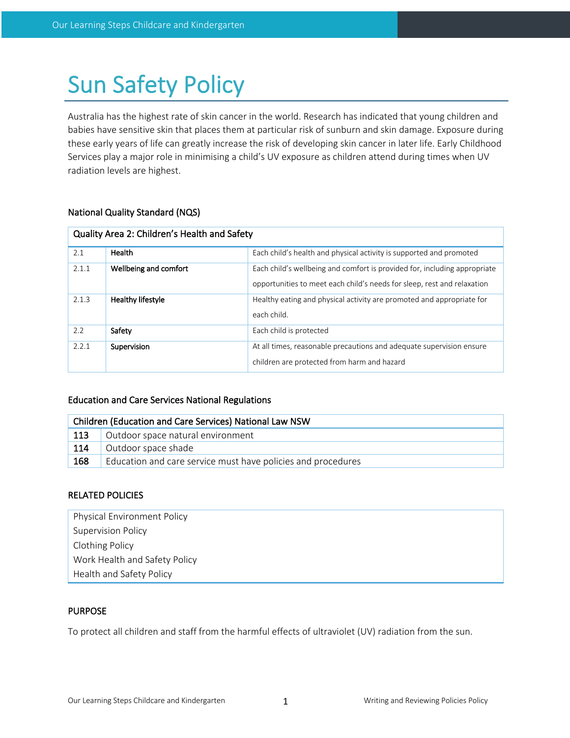# Sun Safety Policy

Australia has the highest rate of skin cancer in the world. Research has indicated that young children and babies have sensitive skin that places them at particular risk of sunburn and skin damage. Exposure during these early years of life can greatly increase the risk of developing skin cancer in later life. Early Childhood Services play a major role in minimising a child's UV exposure as children attend during times when UV radiation levels are highest.

### National Quality Standard (NQS)

| Quality Area 2: Children's Health and Safety | | |
|---|---|---|
| 2.1 | **Health** | Each child's health and physical activity is supported and promoted |
| 2.1.1 | **Wellbeing and comfort** | Each child's wellbeing and comfort is provided for, including appropriate opportunities to meet each child's needs for sleep, rest and relaxation |
| 2.1.3 | **Healthy lifestyle** | Healthy eating and physical activity are promoted and appropriate for each child. |
| 2.2 | **Safety** | Each child is protected |
| 2.2.1 | **Supervision** | At all times, reasonable precautions and adequate supervision ensure children are protected from harm and hazard |

### Education and Care Services National Regulations

| Children (Education and Care Services) National Law NSW | |
|---|---|
| 113 | Outdoor space natural environment |
| 114 | Outdoor space shade |
| 168 | Education and care service must have policies and procedures |

### RELATED POLICIES

- Physical Environment Policy
- Supervision Policy
- Clothing Policy
- Work Health and Safety Policy
- Health and Safety Policy

### PURPOSE

To protect all children and staff from the harmful effects of ultraviolet (UV) radiation from the sun.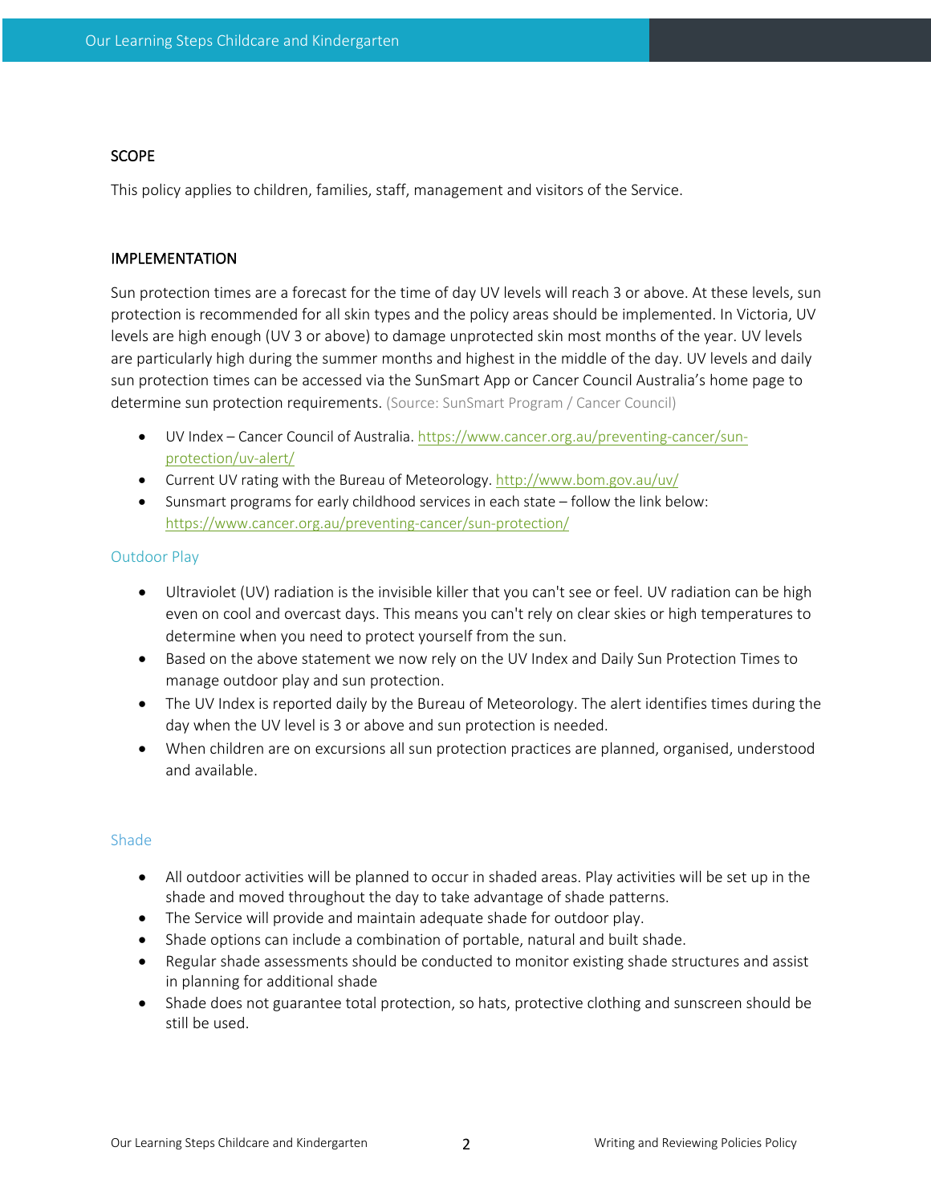## SCOPE

This policy applies to children, families, staff, management and visitors of the Service.

## IMPLEMENTATION

Sun protection times are a forecast for the time of day UV levels will reach 3 or above. At these levels, sun protection is recommended for all skin types and the policy areas should be implemented. In Victoria, UV levels are high enough (UV 3 or above) to damage unprotected skin most months of the year. UV levels are particularly high during the summer months and highest in the middle of the day. UV levels and daily sun protection times can be accessed via the SunSmart App or Cancer Council Australia's home page to determine sun protection requirements. (Source: SunSmart Program / Cancer Council)

- UV Index – Cancer Council of Australia. https://www.cancer.org.au/preventing-cancer/sun-protection/uv-alert/
- Current UV rating with the Bureau of Meteorology. http://www.bom.gov.au/uv/
- Sunsmart programs for early childhood services in each state – follow the link below: https://www.cancer.org.au/preventing-cancer/sun-protection/

### Outdoor Play

- Ultraviolet (UV) radiation is the invisible killer that you can't see or feel. UV radiation can be high even on cool and overcast days. This means you can't rely on clear skies or high temperatures to determine when you need to protect yourself from the sun.
- Based on the above statement we now rely on the UV Index and Daily Sun Protection Times to manage outdoor play and sun protection.
- The UV Index is reported daily by the Bureau of Meteorology. The alert identifies times during the day when the UV level is 3 or above and sun protection is needed.
- When children are on excursions all sun protection practices are planned, organised, understood and available.

### Shade

- All outdoor activities will be planned to occur in shaded areas. Play activities will be set up in the shade and moved throughout the day to take advantage of shade patterns.
- The Service will provide and maintain adequate shade for outdoor play.
- Shade options can include a combination of portable, natural and built shade.
- Regular shade assessments should be conducted to monitor existing shade structures and assist in planning for additional shade
- Shade does not guarantee total protection, so hats, protective clothing and sunscreen should be still be used.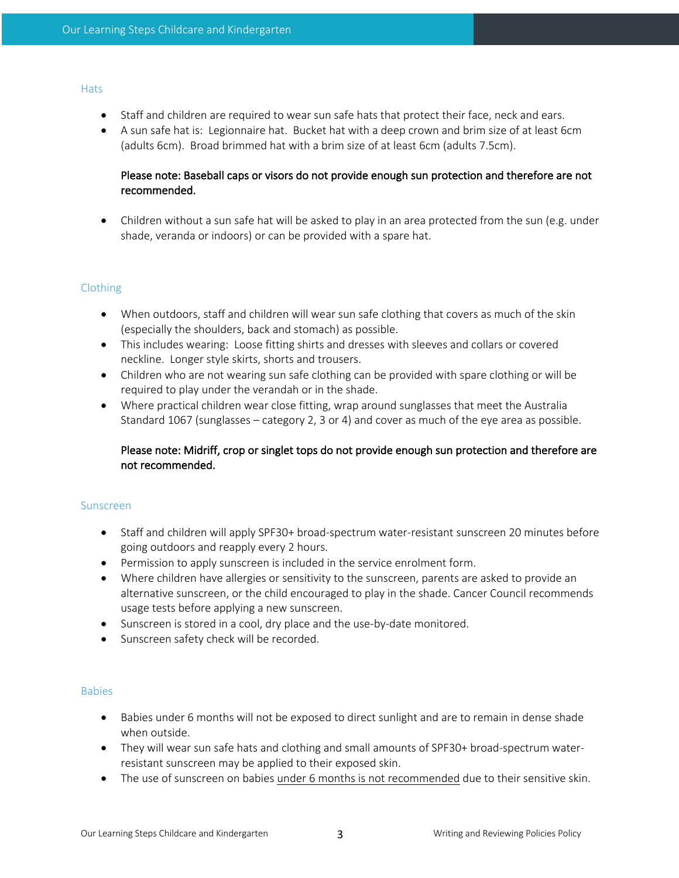## Hats

- Staff and children are required to wear sun safe hats that protect their face, neck and ears.
- A sun safe hat is: Legionnaire hat. Bucket hat with a deep crown and brim size of at least 6cm (adults 6cm). Broad brimmed hat with a brim size of at least 6cm (adults 7.5cm).

  **Please note: Baseball caps or visors do not provide enough sun protection and therefore are not recommended.**

- Children without a sun safe hat will be asked to play in an area protected from the sun (e.g. under shade, veranda or indoors) or can be provided with a spare hat.

## Clothing

- When outdoors, staff and children will wear sun safe clothing that covers as much of the skin (especially the shoulders, back and stomach) as possible.
- This includes wearing: Loose fitting shirts and dresses with sleeves and collars or covered neckline. Longer style skirts, shorts and trousers.
- Children who are not wearing sun safe clothing can be provided with spare clothing or will be required to play under the verandah or in the shade.
- Where practical children wear close fitting, wrap around sunglasses that meet the Australia Standard 1067 (sunglasses – category 2, 3 or 4) and cover as much of the eye area as possible.

  **Please note: Midriff, crop or singlet tops do not provide enough sun protection and therefore are not recommended.**

## Sunscreen

- Staff and children will apply SPF30+ broad-spectrum water-resistant sunscreen 20 minutes before going outdoors and reapply every 2 hours.
- Permission to apply sunscreen is included in the service enrolment form.
- Where children have allergies or sensitivity to the sunscreen, parents are asked to provide an alternative sunscreen, or the child encouraged to play in the shade. Cancer Council recommends usage tests before applying a new sunscreen.
- Sunscreen is stored in a cool, dry place and the use-by-date monitored.
- Sunscreen safety check will be recorded.

## Babies

- Babies under 6 months will not be exposed to direct sunlight and are to remain in dense shade when outside.
- They will wear sun safe hats and clothing and small amounts of SPF30+ broad-spectrum water-resistant sunscreen may be applied to their exposed skin.
- The use of sunscreen on babies under 6 months is not recommended due to their sensitive skin.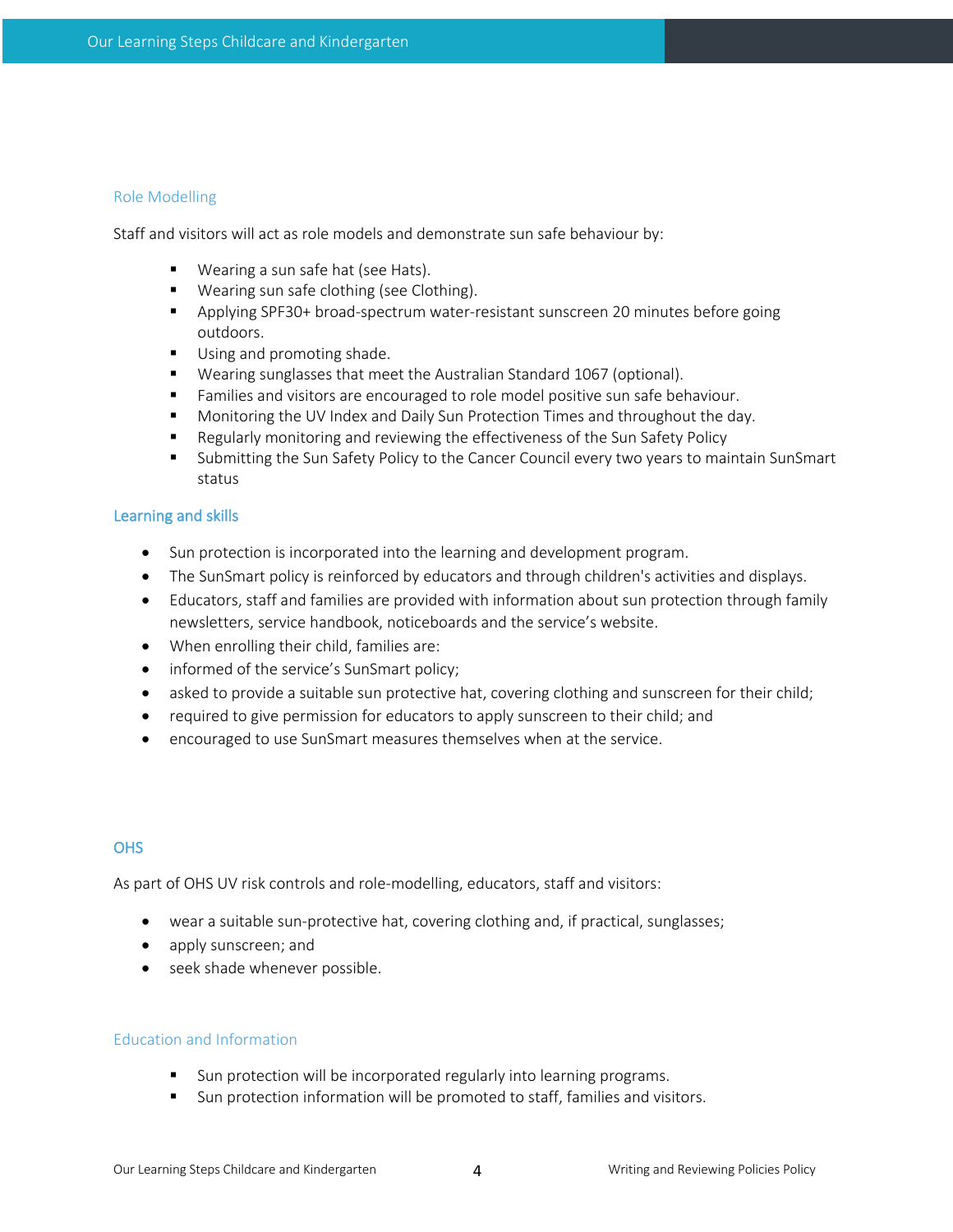## Role Modelling

Staff and visitors will act as role models and demonstrate sun safe behaviour by:

- Wearing a sun safe hat (see Hats).
- Wearing sun safe clothing (see Clothing).
- Applying SPF30+ broad-spectrum water-resistant sunscreen 20 minutes before going outdoors.
- Using and promoting shade.
- Wearing sunglasses that meet the Australian Standard 1067 (optional).
- Families and visitors are encouraged to role model positive sun safe behaviour.
- Monitoring the UV Index and Daily Sun Protection Times and throughout the day.
- Regularly monitoring and reviewing the effectiveness of the Sun Safety Policy
- Submitting the Sun Safety Policy to the Cancer Council every two years to maintain SunSmart status

## Learning and skills

- Sun protection is incorporated into the learning and development program.
- The SunSmart policy is reinforced by educators and through children's activities and displays.
- Educators, staff and families are provided with information about sun protection through family newsletters, service handbook, noticeboards and the service's website.
- When enrolling their child, families are:
- informed of the service's SunSmart policy;
- asked to provide a suitable sun protective hat, covering clothing and sunscreen for their child;
- required to give permission for educators to apply sunscreen to their child; and
- encouraged to use SunSmart measures themselves when at the service.

## OHS

As part of OHS UV risk controls and role-modelling, educators, staff and visitors:

- wear a suitable sun-protective hat, covering clothing and, if practical, sunglasses;
- apply sunscreen; and
- seek shade whenever possible.

## Education and Information

- Sun protection will be incorporated regularly into learning programs.
- Sun protection information will be promoted to staff, families and visitors.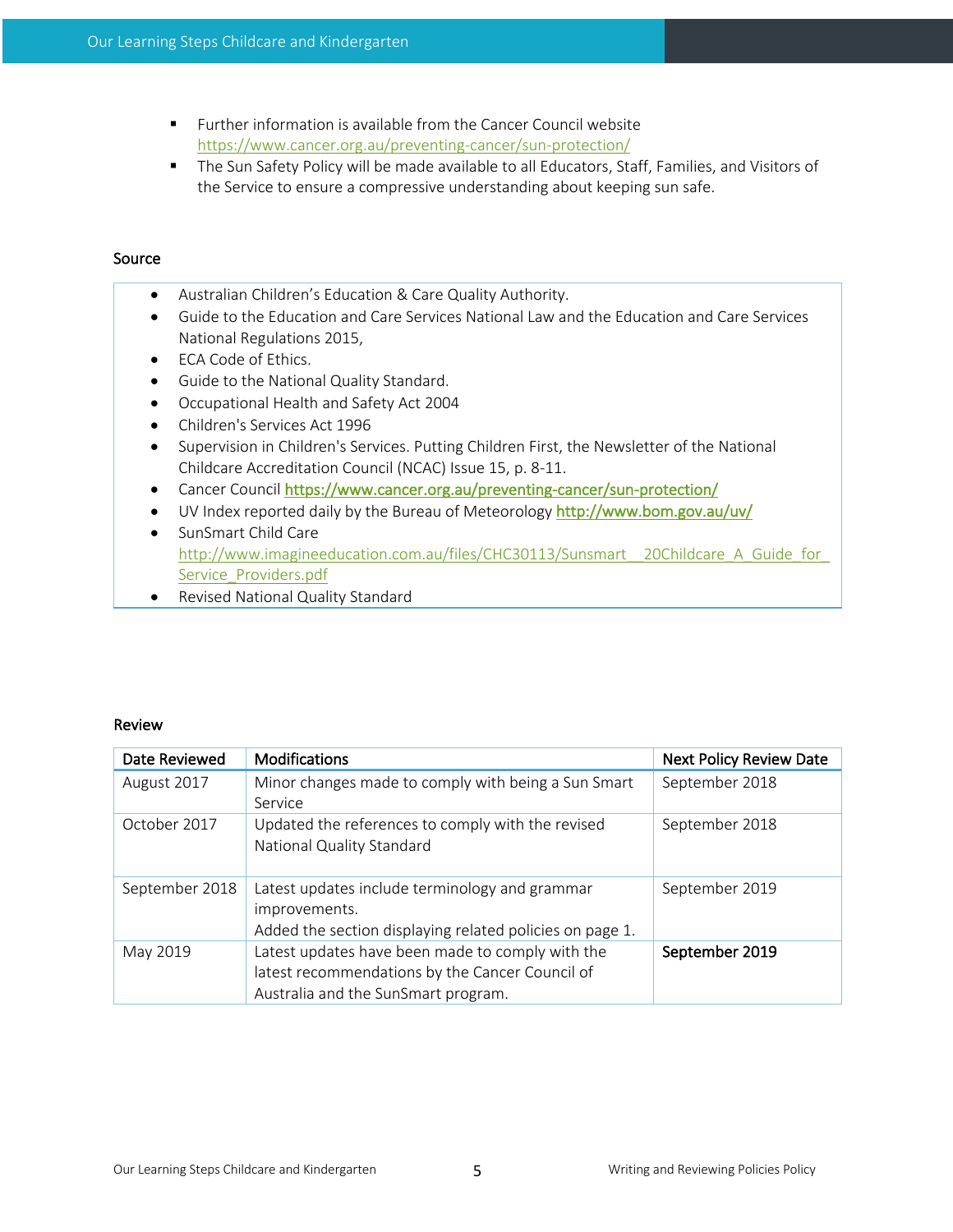- Further information is available from the Cancer Council website https://www.cancer.org.au/preventing-cancer/sun-protection/
- The Sun Safety Policy will be made available to all Educators, Staff, Families, and Visitors of the Service to ensure a compressive understanding about keeping sun safe.

## Source

- Australian Children's Education & Care Quality Authority.
- Guide to the Education and Care Services National Law and the Education and Care Services National Regulations 2015,
- ECA Code of Ethics.
- Guide to the National Quality Standard.
- Occupational Health and Safety Act 2004
- Children's Services Act 1996
- Supervision in Children's Services. Putting Children First, the Newsletter of the National Childcare Accreditation Council (NCAC) Issue 15, p. 8-11.
- Cancer Council **https://www.cancer.org.au/preventing-cancer/sun-protection/**
- UV Index reported daily by the Bureau of Meteorology **http://www.bom.gov.au/uv/**
- SunSmart Child Care http://www.imagineeducation.com.au/files/CHC30113/Sunsmart__20Childcare_A_Guide_for_Service_Providers.pdf
- Revised National Quality Standard

## Review

| Date Reviewed | Modifications | Next Policy Review Date |
|---|---|---|
| August 2017 | Minor changes made to comply with being a Sun Smart Service | September 2018 |
| October 2017 | Updated the references to comply with the revised National Quality Standard | September 2018 |
| September 2018 | Latest updates include terminology and grammar improvements.<br>Added the section displaying related policies on page 1. | September 2019 |
| May 2019 | Latest updates have been made to comply with the latest recommendations by the Cancer Council of Australia and the SunSmart program. | **September 2019** |